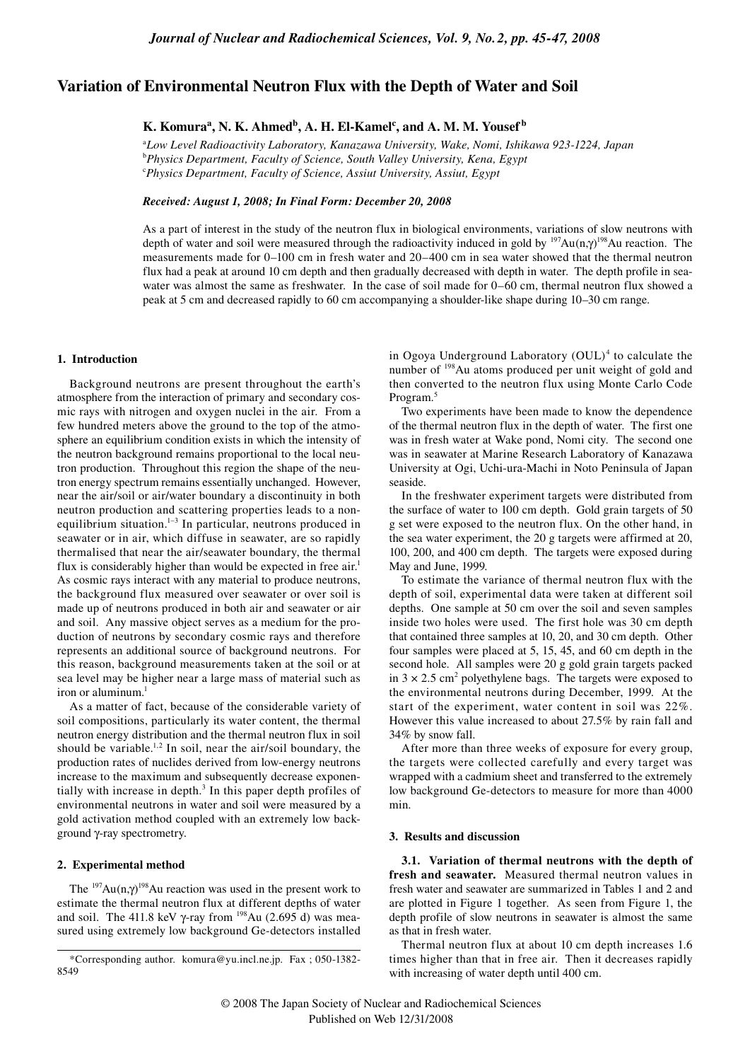# Variation of Environmental Neutron Flux with the Depth of Water and Soil

**K. Komura[a], N. K. Ahmed[b], A. H. El-Kamel[c], and A. M. M. Yousef[b]**

[a]*Low Level Radioactivity Laboratory, Kanazawa University, Wake, Nomi, Ishikawa 923-1224, Japan*
[b]*Physics Department, Faculty of Science, South Valley University, Kena, Egypt*
[c]*Physics Department, Faculty of Science, Assiut University, Assiut, Egypt*

*Received: August 1, 2008; In Final Form: December 20, 2008*

As a part of interest in the study of the neutron flux in biological environments, variations of slow neutrons with depth of water and soil were measured through the radioactivity induced in gold by $^{197}$Au(n,γ)$^{198}$Au reaction. The measurements made for 0–100 cm in fresh water and 20–400 cm in sea water showed that the thermal neutron flux had a peak at around 10 cm depth and then gradually decreased with depth in water. The depth profile in seawater was almost the same as freshwater. In the case of soil made for 0–60 cm, thermal neutron flux showed a peak at 5 cm and decreased rapidly to 60 cm accompanying a shoulder-like shape during 10–30 cm range.

## 1. Introduction

Background neutrons are present throughout the earth's atmosphere from the interaction of primary and secondary cosmic rays with nitrogen and oxygen nuclei in the air. From a few hundred meters above the ground to the top of the atmosphere an equilibrium condition exists in which the intensity of the neutron background remains proportional to the local neutron production. Throughout this region the shape of the neutron energy spectrum remains essentially unchanged. However, near the air/soil or air/water boundary a discontinuity in both neutron production and scattering properties leads to a non-equilibrium situation.[1–3] In particular, neutrons produced in seawater or in air, which diffuse in seawater, are so rapidly thermalised that near the air/seawater boundary, the thermal flux is considerably higher than would be expected in free air.[1] As cosmic rays interact with any material to produce neutrons, the background flux measured over seawater or over soil is made up of neutrons produced in both air and seawater or air and soil. Any massive object serves as a medium for the production of neutrons by secondary cosmic rays and therefore represents an additional source of background neutrons. For this reason, background measurements taken at the soil or at sea level may be higher near a large mass of material such as iron or aluminum.[1]

As a matter of fact, because of the considerable variety of soil compositions, particularly its water content, the thermal neutron energy distribution and the thermal neutron flux in soil should be variable.[1,2] In soil, near the air/soil boundary, the production rates of nuclides derived from low-energy neutrons increase to the maximum and subsequently decrease exponentially with increase in depth.[3] In this paper depth profiles of environmental neutrons in water and soil were measured by a gold activation method coupled with an extremely low background γ-ray spectrometry.

## 2. Experimental method

The $^{197}$Au(n,γ)$^{198}$Au reaction was used in the present work to estimate the thermal neutron flux at different depths of water and soil. The 411.8 keV γ-ray from $^{198}$Au (2.695 d) was measured using extremely low background Ge-detectors installed in Ogoya Underground Laboratory (OUL)[4] to calculate the number of $^{198}$Au atoms produced per unit weight of gold and then converted to the neutron flux using Monte Carlo Code Program.[5]

Two experiments have been made to know the dependence of the thermal neutron flux in the depth of water. The first one was in fresh water at Wake pond, Nomi city. The second one was in seawater at Marine Research Laboratory of Kanazawa University at Ogi, Uchi-ura-Machi in Noto Peninsula of Japan seaside.

In the freshwater experiment targets were distributed from the surface of water to 100 cm depth. Gold grain targets of 50 g set were exposed to the neutron flux. On the other hand, in the sea water experiment, the 20 g targets were affirmed at 20, 100, 200, and 400 cm depth. The targets were exposed during May and June, 1999.

To estimate the variance of thermal neutron flux with the depth of soil, experimental data were taken at different soil depths. One sample at 50 cm over the soil and seven samples inside two holes were used. The first hole was 30 cm depth that contained three samples at 10, 20, and 30 cm depth. Other four samples were placed at 5, 15, 45, and 60 cm depth in the second hole. All samples were 20 g gold grain targets packed in $3 \times 2.5$ cm$^2$ polyethylene bags. The targets were exposed to the environmental neutrons during December, 1999. At the start of the experiment, water content in soil was 22%. However this value increased to about 27.5% by rain fall and 34% by snow fall.

After more than three weeks of exposure for every group, the targets were collected carefully and every target was wrapped with a cadmium sheet and transferred to the extremely low background Ge-detectors to measure for more than 4000 min.

## 3. Results and discussion

**3.1. Variation of thermal neutrons with the depth of fresh and seawater.** Measured thermal neutron values in fresh water and seawater are summarized in Tables 1 and 2 and are plotted in Figure 1 together. As seen from Figure 1, the depth profile of slow neutrons in seawater is almost the same as that in fresh water.

Thermal neutron flux at about 10 cm depth increases 1.6 times higher than that in free air. Then it decreases rapidly with increasing of water depth until 400 cm.

*Corresponding author. komura@yu.incl.ne.jp. Fax ; 050-1382-8549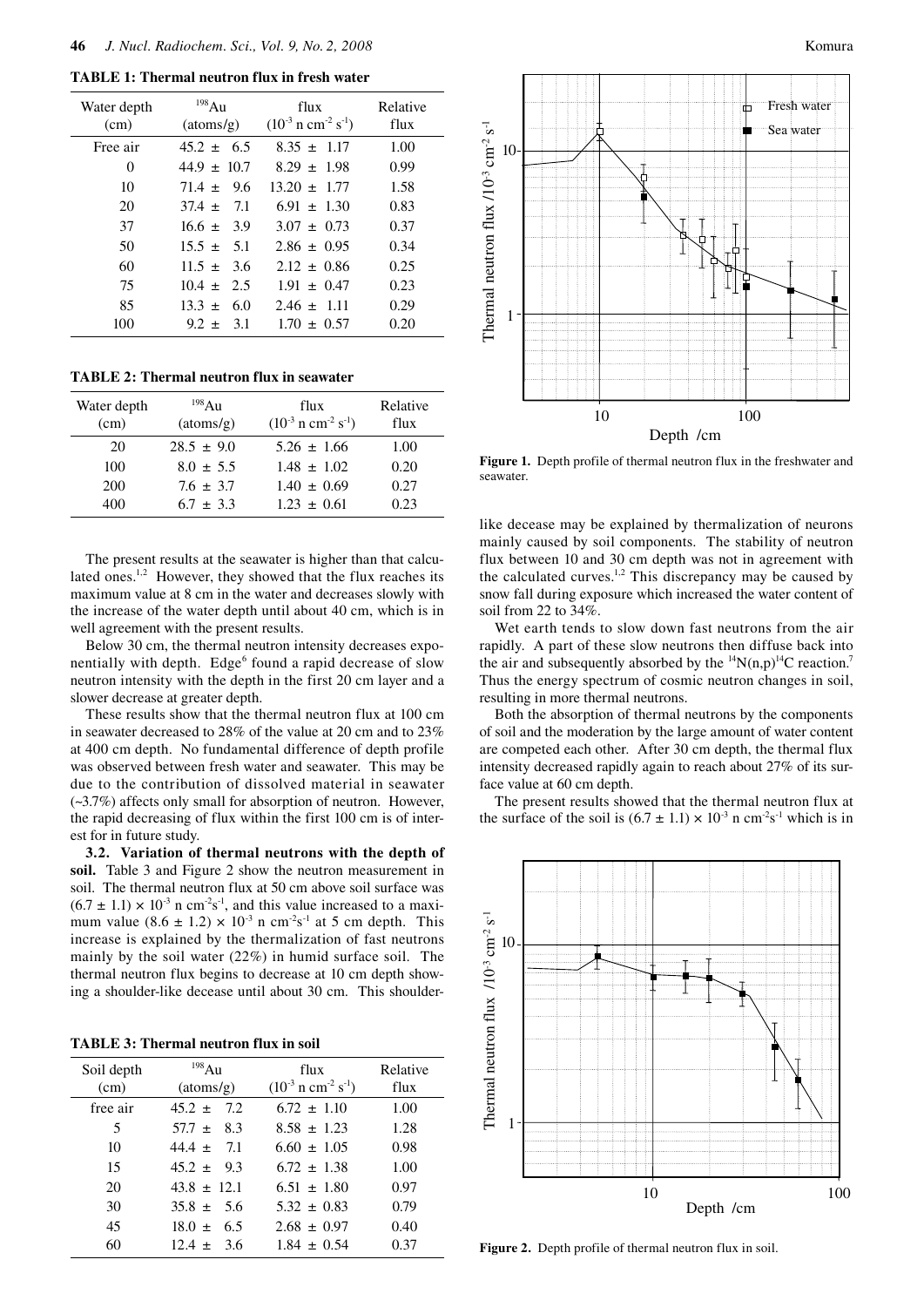**TABLE 1: Thermal neutron flux in fresh water**

| Water depth (cm) | $^{198}$Au (atoms/g) | flux ($10^{-3}$ n cm$^{-2}$ s$^{-1}$) | Relative flux |
|---|---|---|---|
| Free air | 45.2 ± 6.5 | 8.35 ± 1.17 | 1.00 |
| 0 | 44.9 ± 10.7 | 8.29 ± 1.98 | 0.99 |
| 10 | 71.4 ± 9.6 | 13.20 ± 1.77 | 1.58 |
| 20 | 37.4 ± 7.1 | 6.91 ± 1.30 | 0.83 |
| 37 | 16.6 ± 3.9 | 3.07 ± 0.73 | 0.37 |
| 50 | 15.5 ± 5.1 | 2.86 ± 0.95 | 0.34 |
| 60 | 11.5 ± 3.6 | 2.12 ± 0.86 | 0.25 |
| 75 | 10.4 ± 2.5 | 1.91 ± 0.47 | 0.23 |
| 85 | 13.3 ± 6.0 | 2.46 ± 1.11 | 0.29 |
| 100 | 9.2 ± 3.1 | 1.70 ± 0.57 | 0.20 |

**TABLE 2: Thermal neutron flux in seawater**

| Water depth (cm) | $^{198}$Au (atoms/g) | flux ($10^{-3}$ n cm$^{-2}$ s$^{-1}$) | Relative flux |
|---|---|---|---|
| 20 | 28.5 ± 9.0 | 5.26 ± 1.66 | 1.00 |
| 100 | 8.0 ± 5.5 | 1.48 ± 1.02 | 0.20 |
| 200 | 7.6 ± 3.7 | 1.40 ± 0.69 | 0.27 |
| 400 | 6.7 ± 3.3 | 1.23 ± 0.61 | 0.23 |

The present results at the seawater is higher than that calculated ones.[1,2] However, they showed that the flux reaches its maximum value at 8 cm in the water and decreases slowly with the increase of the water depth until about 40 cm, which is in well agreement with the present results.

Below 30 cm, the thermal neutron intensity decreases exponentially with depth. Edge[6] found a rapid decrease of slow neutron intensity with the depth in the first 20 cm layer and a slower decrease at greater depth.

These results show that the thermal neutron flux at 100 cm in seawater decreased to 28% of the value at 20 cm and to 23% at 400 cm depth. No fundamental difference of depth profile was observed between fresh water and seawater. This may be due to the contribution of dissolved material in seawater (~3.7%) affects only small for absorption of neutron. However, the rapid decreasing of flux within the first 100 cm is of interest for future study.

**3.2. Variation of thermal neutrons with the depth of soil.** Table 3 and Figure 2 show the neutron measurement in soil. The thermal neutron flux at 50 cm above soil surface was $(6.7 \pm 1.1) \times 10^{-3}$ n cm$^{-2}$s$^{-1}$, and this value increased to a maximum value $(8.6 \pm 1.2) \times 10^{-3}$ n cm$^{-2}$s$^{-1}$ at 5 cm depth. This increase is explained by the thermalization of fast neutrons mainly by the soil water (22%) in humid surface soil. The thermal neutron flux begins to decrease at 10 cm depth showing a shoulder-like decease until about 30 cm. This shoulder-like decease may be explained by thermalization of neurons mainly caused by soil components. The stability of neutron flux between 10 and 30 cm depth was not in agreement with the calculated curves.[1,2] This discrepancy may be caused by snow fall during exposure which increased the water content of soil from 22 to 34%.

**TABLE 3: Thermal neutron flux in soil**

| Soil depth (cm) | $^{198}$Au (atoms/g) | flux ($10^{-3}$ n cm$^{-2}$ s$^{-1}$) | Relative flux |
|---|---|---|---|
| free air | 45.2 ± 7.2 | 6.72 ± 1.10 | 1.00 |
| 5 | 57.7 ± 8.3 | 8.58 ± 1.23 | 1.28 |
| 10 | 44.4 ± 7.1 | 6.60 ± 1.05 | 0.98 |
| 15 | 45.2 ± 9.3 | 6.72 ± 1.38 | 1.00 |
| 20 | 43.8 ± 12.1 | 6.51 ± 1.80 | 0.97 |
| 30 | 35.8 ± 5.6 | 5.32 ± 0.83 | 0.79 |
| 45 | 18.0 ± 6.5 | 2.68 ± 0.97 | 0.40 |
| 60 | 12.4 ± 3.6 | 1.84 ± 0.54 | 0.37 |

**Figure 1.** Depth profile of thermal neutron flux in the freshwater and seawater.

Wet earth tends to slow down fast neutrons from the air rapidly. A part of these slow neutrons then diffuse back into the air and subsequently absorbed by the $^{14}N(n,p)^{14}C$ reaction.[7] Thus the energy spectrum of cosmic neutron changes in soil, resulting in more thermal neutrons.

Both the absorption of thermal neutrons by the components of soil and the moderation by the large amount of water content are competed each other. After 30 cm depth, the thermal flux intensity decreased rapidly again to reach about 27% of its surface value at 60 cm depth.

The present results showed that the thermal neutron flux at the surface of the soil is $(6.7 \pm 1.1) \times 10^{-3}$ n cm$^{-2}$s$^{-1}$ which is in

**Figure 2.** Depth profile of thermal neutron flux in soil.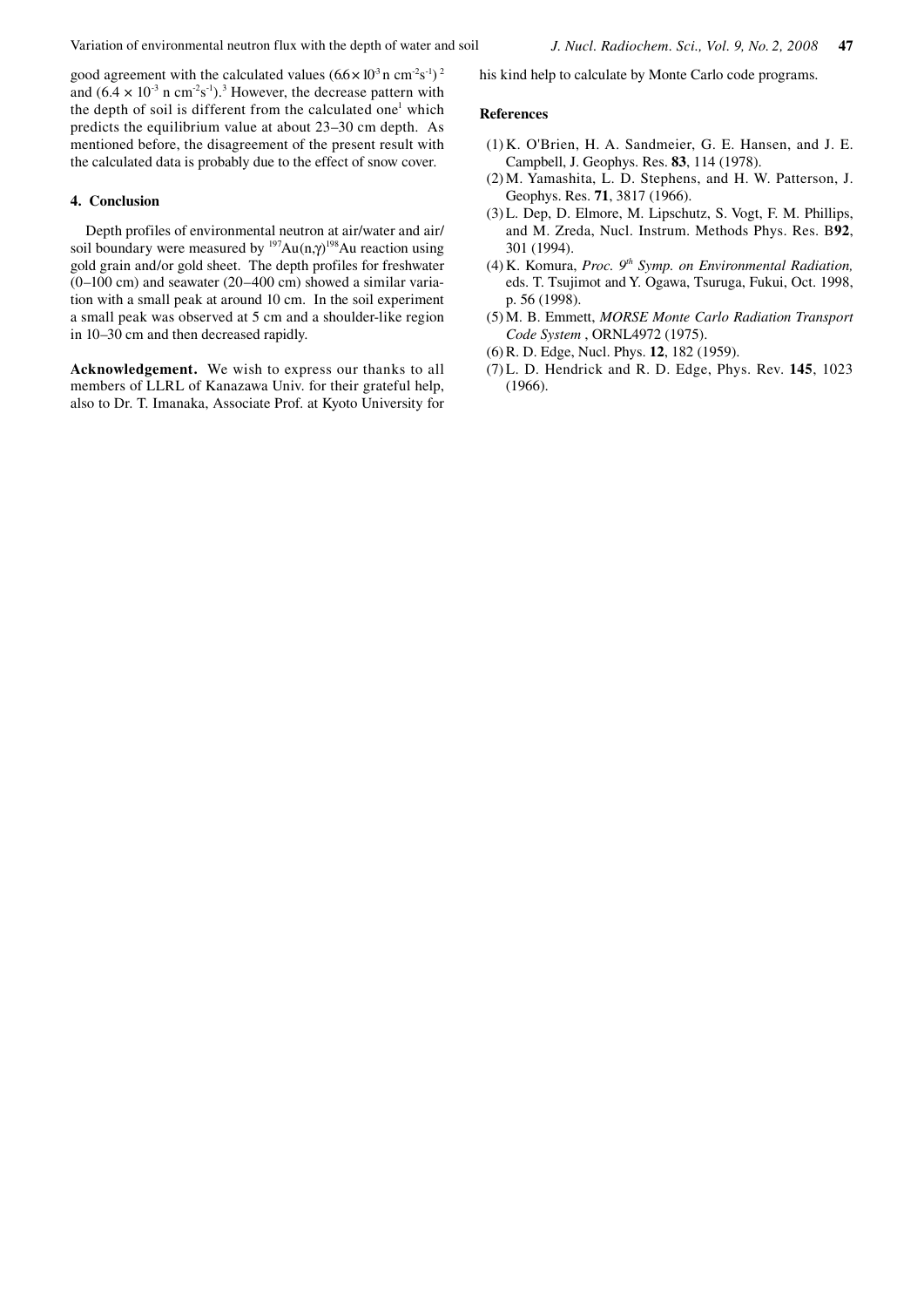good agreement with the calculated values ($6.6 \times 10^{-3}$ n cm$^{-2}$s$^{-1}$)[2] and ($6.4 \times 10^{-3}$ n cm$^{-2}$s$^{-1}$).[3] However, the decrease pattern with the depth of soil is different from the calculated one[1] which predicts the equilibrium value at about 23–30 cm depth. As mentioned before, the disagreement of the present result with the calculated data is probably due to the effect of snow cover.

## 4. Conclusion

Depth profiles of environmental neutron at air/water and air/soil boundary were measured by $^{197}$Au(n,γ)$^{198}$Au reaction using gold grain and/or gold sheet. The depth profiles for freshwater (0–100 cm) and seawater (20–400 cm) showed a similar variation with a small peak at around 10 cm. In the soil experiment a small peak was observed at 5 cm and a shoulder-like region in 10–30 cm and then decreased rapidly.

**Acknowledgement.** We wish to express our thanks to all members of LLRL of Kanazawa Univ. for their grateful help, also to Dr. T. Imanaka, Associate Prof. at Kyoto University for his kind help to calculate by Monte Carlo code programs.

## References

(1) K. O'Brien, H. A. Sandmeier, G. E. Hansen, and J. E. Campbell, J. Geophys. Res. **83**, 114 (1978).

(2) M. Yamashita, L. D. Stephens, and H. W. Patterson, J. Geophys. Res. **71**, 3817 (1966).

(3) L. Dep, D. Elmore, M. Lipschutz, S. Vogt, F. M. Phillips, and M. Zreda, Nucl. Instrum. Methods Phys. Res. B**92**, 301 (1994).

(4) K. Komura, *Proc. 9th Symp. on Environmental Radiation,* eds. T. Tsujimot and Y. Ogawa, Tsuruga, Fukui, Oct. 1998, p. 56 (1998).

(5) M. B. Emmett, *MORSE Monte Carlo Radiation Transport Code System* , ORNL4972 (1975).

(6) R. D. Edge, Nucl. Phys. **12**, 182 (1959).

(7) L. D. Hendrick and R. D. Edge, Phys. Rev. **145**, 1023 (1966).